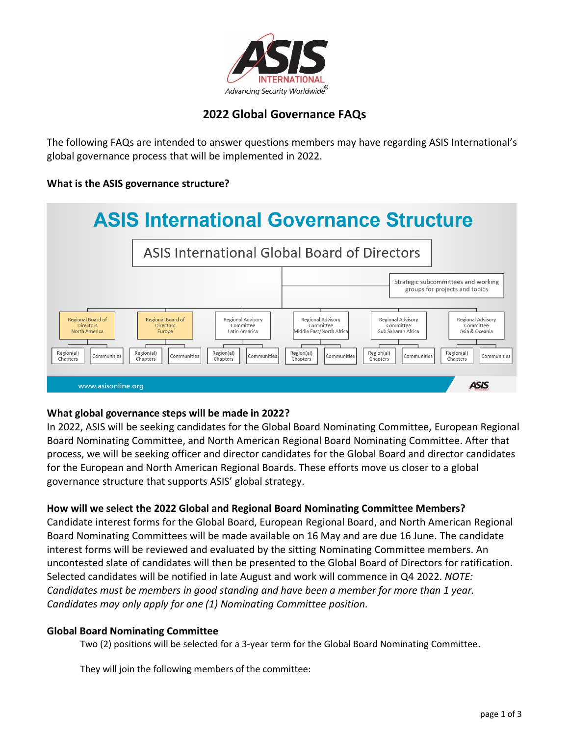# 2022 Global Governance FAQs

The following FAQs are intended to answer questions members may have regarding ASIS International's global governance process that will be implemented in 2022.

**What is the ASIS governance structure?**

**ASIS International Governance Structure**

ASIS International Global Board of Directors

Strategic subcommittees and working groups for projects and topics

- Regional Board of Directors North America
  - Region(al) Chapters
  - Communities
- Regional Board of Directors Europe
  - Region(al) Chapters
  - Communities
- Regional Advisory Committee Latin America
  - Region(al) Chapters
  - Communities
- Regional Advisory Committee Middle East/North Africa
  - Region(al) Chapters
  - Communities
- Regional Advisory Committee Sub Saharan Africa
  - Region(al) Chapters
  - Communities
- Regional Advisory Committee Asia & Oceania
  - Region(al) Chapters
  - Communities

www.asisonline.org

**What global governance steps will be made in 2022?**

In 2022, ASIS will be seeking candidates for the Global Board Nominating Committee, European Regional Board Nominating Committee, and North American Regional Board Nominating Committee. After that process, we will be seeking officer and director candidates for the Global Board and director candidates for the European and North American Regional Boards. These efforts move us closer to a global governance structure that supports ASIS' global strategy.

**How will we select the 2022 Global and Regional Board Nominating Committee Members?**

Candidate interest forms for the Global Board, European Regional Board, and North American Regional Board Nominating Committees will be made available on 16 May and are due 16 June. The candidate interest forms will be reviewed and evaluated by the sitting Nominating Committee members. An uncontested slate of candidates will then be presented to the Global Board of Directors for ratification. Selected candidates will be notified in late August and work will commence in Q4 2022. *NOTE: Candidates must be members in good standing and have been a member for more than 1 year. Candidates may only apply for one (1) Nominating Committee position.*

**Global Board Nominating Committee**

Two (2) positions will be selected for a 3-year term for the Global Board Nominating Committee.

They will join the following members of the committee: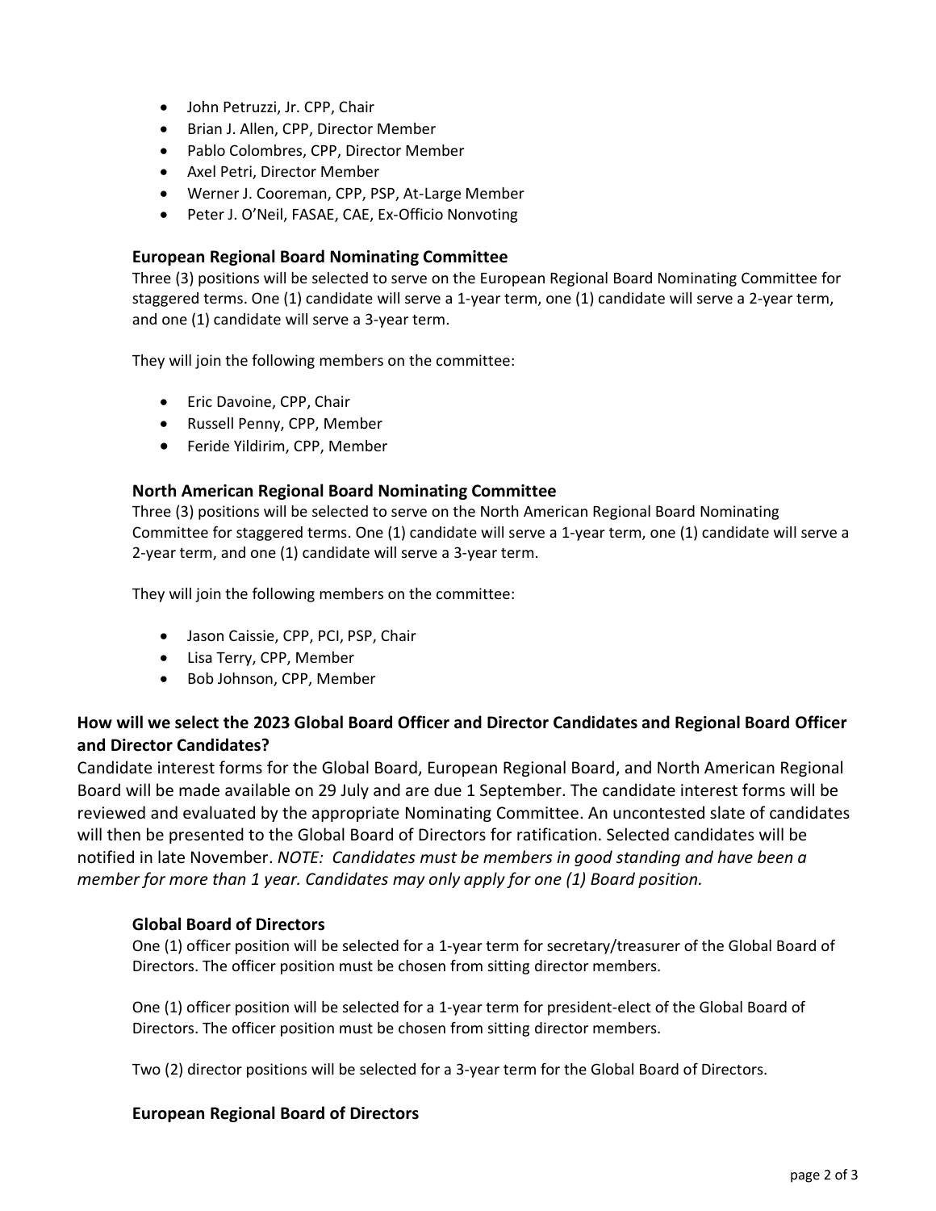- John Petruzzi, Jr. CPP, Chair
- Brian J. Allen, CPP, Director Member
- Pablo Colombres, CPP, Director Member
- Axel Petri, Director Member
- Werner J. Cooreman, CPP, PSP, At-Large Member
- Peter J. O'Neil, FASAE, CAE, Ex-Officio Nonvoting

### European Regional Board Nominating Committee

Three (3) positions will be selected to serve on the European Regional Board Nominating Committee for staggered terms. One (1) candidate will serve a 1-year term, one (1) candidate will serve a 2-year term, and one (1) candidate will serve a 3-year term.

They will join the following members on the committee:

- Eric Davoine, CPP, Chair
- Russell Penny, CPP, Member
- Feride Yildirim, CPP, Member

### North American Regional Board Nominating Committee

Three (3) positions will be selected to serve on the North American Regional Board Nominating Committee for staggered terms. One (1) candidate will serve a 1-year term, one (1) candidate will serve a 2-year term, and one (1) candidate will serve a 3-year term.

They will join the following members on the committee:

- Jason Caissie, CPP, PCI, PSP, Chair
- Lisa Terry, CPP, Member
- Bob Johnson, CPP, Member

## How will we select the 2023 Global Board Officer and Director Candidates and Regional Board Officer and Director Candidates?

Candidate interest forms for the Global Board, European Regional Board, and North American Regional Board will be made available on 29 July and are due 1 September. The candidate interest forms will be reviewed and evaluated by the appropriate Nominating Committee. An uncontested slate of candidates will then be presented to the Global Board of Directors for ratification. Selected candidates will be notified in late November. *NOTE: Candidates must be members in good standing and have been a member for more than 1 year. Candidates may only apply for one (1) Board position.*

### Global Board of Directors

One (1) officer position will be selected for a 1-year term for secretary/treasurer of the Global Board of Directors. The officer position must be chosen from sitting director members.

One (1) officer position will be selected for a 1-year term for president-elect of the Global Board of Directors. The officer position must be chosen from sitting director members.

Two (2) director positions will be selected for a 3-year term for the Global Board of Directors.

### European Regional Board of Directors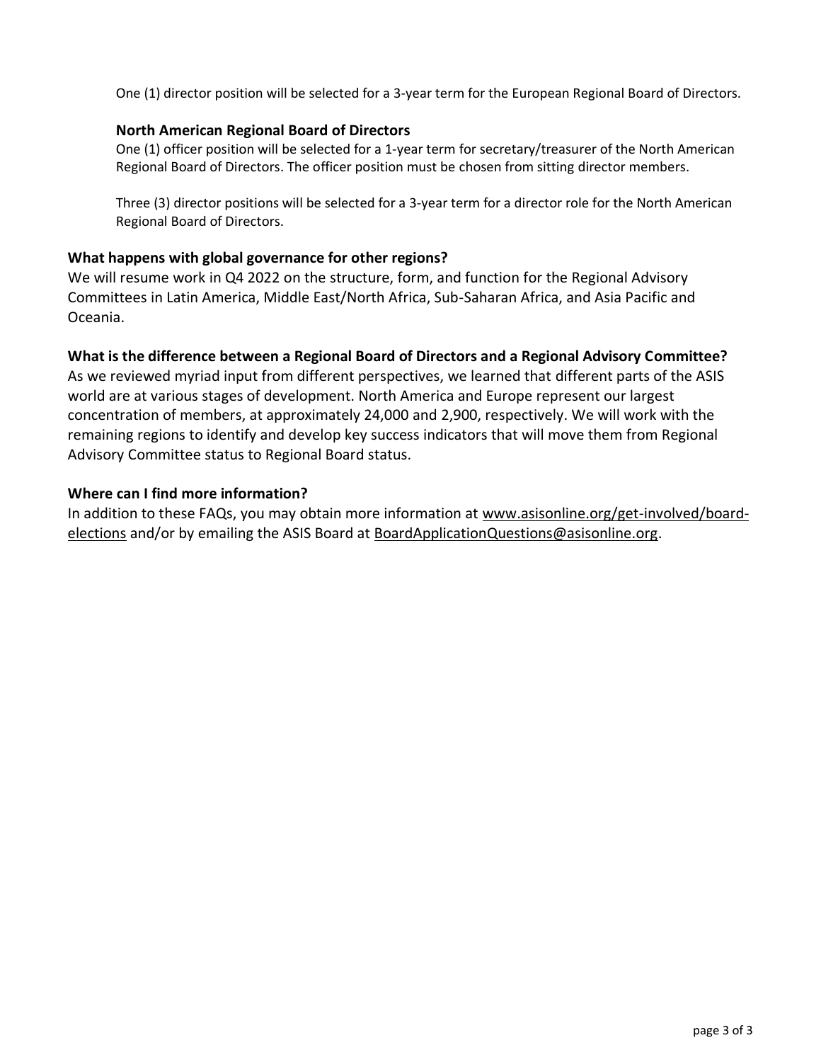One (1) director position will be selected for a 3-year term for the European Regional Board of Directors.

### North American Regional Board of Directors

One (1) officer position will be selected for a 1-year term for secretary/treasurer of the North American Regional Board of Directors. The officer position must be chosen from sitting director members.

Three (3) director positions will be selected for a 3-year term for a director role for the North American Regional Board of Directors.

## What happens with global governance for other regions?

We will resume work in Q4 2022 on the structure, form, and function for the Regional Advisory Committees in Latin America, Middle East/North Africa, Sub-Saharan Africa, and Asia Pacific and Oceania.

## What is the difference between a Regional Board of Directors and a Regional Advisory Committee?

As we reviewed myriad input from different perspectives, we learned that different parts of the ASIS world are at various stages of development. North America and Europe represent our largest concentration of members, at approximately 24,000 and 2,900, respectively. We will work with the remaining regions to identify and develop key success indicators that will move them from Regional Advisory Committee status to Regional Board status.

## Where can I find more information?

In addition to these FAQs, you may obtain more information at www.asisonline.org/get-involved/board-elections and/or by emailing the ASIS Board at BoardApplicationQuestions@asisonline.org.